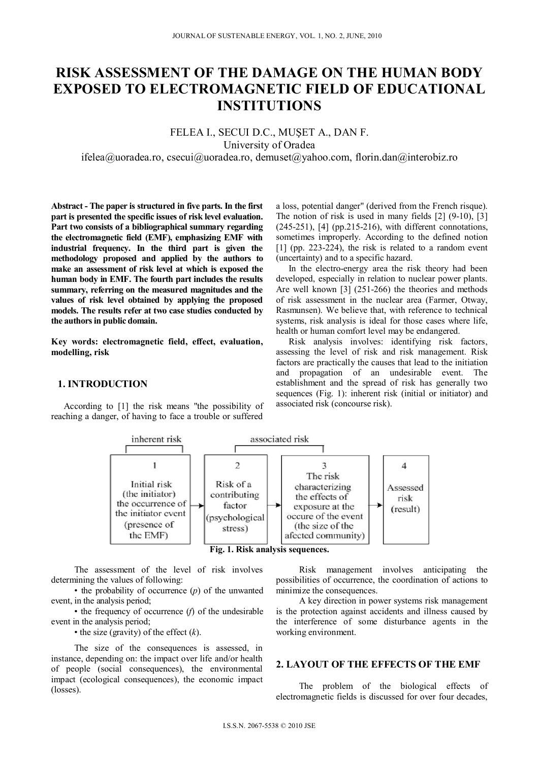# RISK ASSESSMENT OF THE DAMAGE ON THE HUMAN BODY EXPOSED TO ELECTROMAGNETIC FIELD OF EDUCATIONAL INSTITUTIONS

FELEA I., SECUI D.C., MUŞET A., DAN F.
University of Oradea
ifelea@uoradea.ro, csecui@uoradea.ro, demuset@yahoo.com, florin.dan@interobiz.ro

**Abstract - The paper is structured in five parts. In the first part is presented the specific issues of risk level evaluation. Part two consists of a bibliographical summary regarding the electromagnetic field (EMF), emphasizing EMF with industrial frequency. In the third part is given the methodology proposed and applied by the authors to make an assessment of risk level at which is exposed the human body in EMF. The fourth part includes the results summary, referring on the measured magnitudes and the values of risk level obtained by applying the proposed models. The results refer at two case studies conducted by the authors in public domain.**

**Key words: electromagnetic field, effect, evaluation, modelling, risk**

## 1. INTRODUCTION

According to [1] the risk means "the possibility of reaching a danger, of having to face a trouble or suffered a loss, potential danger" (derived from the French risque). The notion of risk is used in many fields [2] (9-10), [3] (245-251), [4] (pp.215-216), with different connotations, sometimes improperly. According to the defined notion [1] (pp. 223-224), the risk is related to a random event (uncertainty) and to a specific hazard.

In the electro-energy area the risk theory had been developed, especially in relation to nuclear power plants. Are well known [3] (251-266) the theories and methods of risk assessment in the nuclear area (Farmer, Otway, Rasmunsen). We believe that, with reference to technical systems, risk analysis is ideal for those cases where life, health or human comfort level may be endangered.

Risk analysis involves: identifying risk factors, assessing the level of risk and risk management. Risk factors are practically the causes that lead to the initiation and propagation of an undesirable event. The establishment and the spread of risk has generally two sequences (Fig. 1): inherent risk (initial or initiator) and associated risk (concourse risk).

| inherent risk | associated risk | | |
|---|---|---|---|
| 1 | 2 | 3 | 4 |
| Initial risk (the initiator) the occurrence of the initiator event (presence of the EMF) | Risk of a contributing factor (psychological stress) | The risk characterizing the effects of exposure at the occure of the event (the size of the afected community) | Assessed risk (result) |

**Fig. 1. Risk analysis sequences.**

The assessment of the level of risk involves determining the values of following:

- the probability of occurrence ($p$) of the unwanted event, in the analysis period;
- the frequency of occurrence ($f$) of the undesirable event in the analysis period;
- the size (gravity) of the effect ($k$).

The size of the consequences is assessed, in instance, depending on: the impact over life and/or health of people (social consequences), the environmental impact (ecological consequences), the economic impact (losses).

Risk management involves anticipating the possibilities of occurrence, the coordination of actions to minimize the consequences.

A key direction in power systems risk management is the protection against accidents and illness caused by the interference of some disturbance agents in the working environment.

## 2. LAYOUT OF THE EFFECTS OF THE EMF

The problem of the biological effects of electromagnetic fields is discussed for over four decades,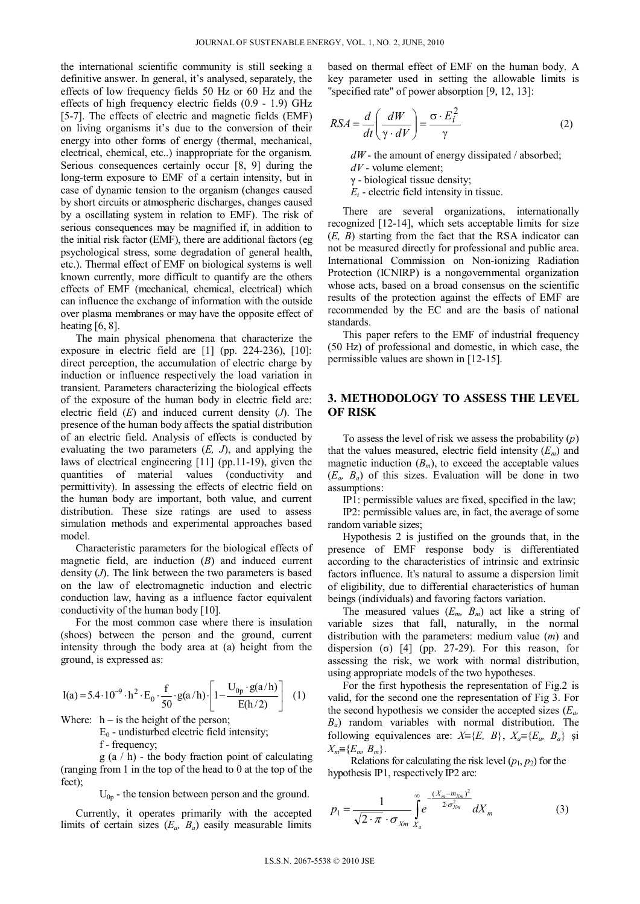the international scientific community is still seeking a definitive answer. In general, it's analysed, separately, the effects of low frequency fields 50 Hz or 60 Hz and the effects of high frequency electric fields (0.9 - 1.9) GHz [5-7]. The effects of electric and magnetic fields (EMF) on living organisms it's due to the conversion of their energy into other forms of energy (thermal, mechanical, electrical, chemical, etc..) inappropriate for the organism. Serious consequences certainly occur [8, 9] during the long-term exposure to EMF of a certain intensity, but in case of dynamic tension to the organism (changes caused by short circuits or atmospheric discharges, changes caused by a oscillating system in relation to EMF). The risk of serious consequences may be magnified if, in addition to the initial risk factor (EMF), there are additional factors (eg psychological stress, some degradation of general health, etc.). Thermal effect of EMF on biological systems is well known currently, more difficult to quantify are the others effects of EMF (mechanical, chemical, electrical) which can influence the exchange of information with the outside over plasma membranes or may have the opposite effect of heating [6, 8].

The main physical phenomena that characterize the exposure in electric field are [1] (pp. 224-236), [10]: direct perception, the accumulation of electric charge by induction or influence respectively the load variation in transient. Parameters characterizing the biological effects of the exposure of the human body in electric field are: electric field ($E$) and induced current density ($J$). The presence of the human body affects the spatial distribution of an electric field. Analysis of effects is conducted by evaluating the two parameters ($E$, $J$), and applying the laws of electrical engineering [11] (pp.11-19), given the quantities of material values (conductivity and permittivity). In assessing the effects of electric field on the human body are important, both value, and current distribution. These size ratings are used to assess simulation methods and experimental approaches based model.

Characteristic parameters for the biological effects of magnetic field, are induction ($B$) and induced current density ($J$). The link between the two parameters is based on the law of electromagnetic induction and electric conduction law, having as a influence factor equivalent conductivity of the human body [10].

For the most common case where there is insulation (shoes) between the person and the ground, current intensity through the body area at (a) height from the ground, is expressed as:

$$I(a) = 5.4 \cdot 10^{-9} \cdot h^2 \cdot E_0 \cdot \frac{f}{50} \cdot g(a/h) \cdot \left[ 1 - \frac{U_{0p} \cdot g(a/h)}{E(h/2)} \right] \quad (1)$$

Where: $h$ – is the height of the person;

$E_0$ - undisturbed electric field intensity;

$f$ - frequency;

$g(a/h)$ - the body fraction point of calculating (ranging from 1 in the top of the head to 0 at the top of the feet);

$U_{0p}$ - the tension between person and the ground.

Currently, it operates primarily with the accepted limits of certain sizes ($E_a$, $B_a$) easily measurable limits based on thermal effect of EMF on the human body. A key parameter used in setting the allowable limits is "specified rate" of power absorption [9, 12, 13]:

$$RSA = \frac{d}{dt}\left( \frac{dW}{\gamma \cdot dV} \right) = \frac{\sigma \cdot E_i^2}{\gamma} \quad (2)$$

$dW$ - the amount of energy dissipated / absorbed;

$dV$ - volume element;

$\gamma$ - biological tissue density;

$E_i$ - electric field intensity in tissue.

There are several organizations, internationally recognized [12-14], which sets acceptable limits for size ($E$, $B$) starting from the fact that the RSA indicator can not be measured directly for professional and public area. International Commission on Non-ionizing Radiation Protection (ICNIRP) is a nongovernmental organization whose acts, based on a broad consensus on the scientific results of the protection against the effects of EMF are recommended by the EC and are the basis of national standards.

This paper refers to the EMF of industrial frequency (50 Hz) of professional and domestic, in which case, the permissible values are shown in [12-15].

## 3. METHODOLOGY TO ASSESS THE LEVEL OF RISK

To assess the level of risk we assess the probability ($p$) that the values measured, electric field intensity ($E_m$) and magnetic induction ($B_m$), to exceed the acceptable values ($E_a$, $B_a$) of this sizes. Evaluation will be done in two assumptions:

IP1: permissible values are fixed, specified in the law;

IP2: permissible values are, in fact, the average of some random variable sizes;

Hypothesis 2 is justified on the grounds that, in the presence of EMF response body is differentiated according to the characteristics of intrinsic and extrinsic factors influence. It's natural to assume a dispersion limit of eligibility, due to differential characteristics of human beings (individuals) and favoring factors variation.

The measured values ($E_m$, $B_m$) act like a string of variable sizes that fall, naturally, in the normal distribution with the parameters: medium value ($m$) and dispersion ($\sigma$) [4] (pp. 27-29). For this reason, for assessing the risk, we work with normal distribution, using appropriate models of the two hypotheses.

For the first hypothesis the representation of Fig.2 is valid, for the second one the representation of Fig 3. For the second hypothesis we consider the accepted sizes ($E_a$, $B_a$) random variables with normal distribution. The following equivalences are: $X \equiv \{E, B\}$, $X_a \equiv \{E_a, B_a\}$ şi $X_m \equiv \{E_m, B_m\}$.

Relations for calculating the risk level ($p_1$, $p_2$) for the hypothesis IP1, respectively IP2 are:

$$p_1 = \frac{1}{\sqrt{2 \cdot \pi} \cdot \sigma_{Xm}} \int_{X_a}^{\infty} e^{-\frac{(X_m - m_{Xm})^2}{2 \cdot \sigma_{Xm}^2}} dX_m \quad (3)$$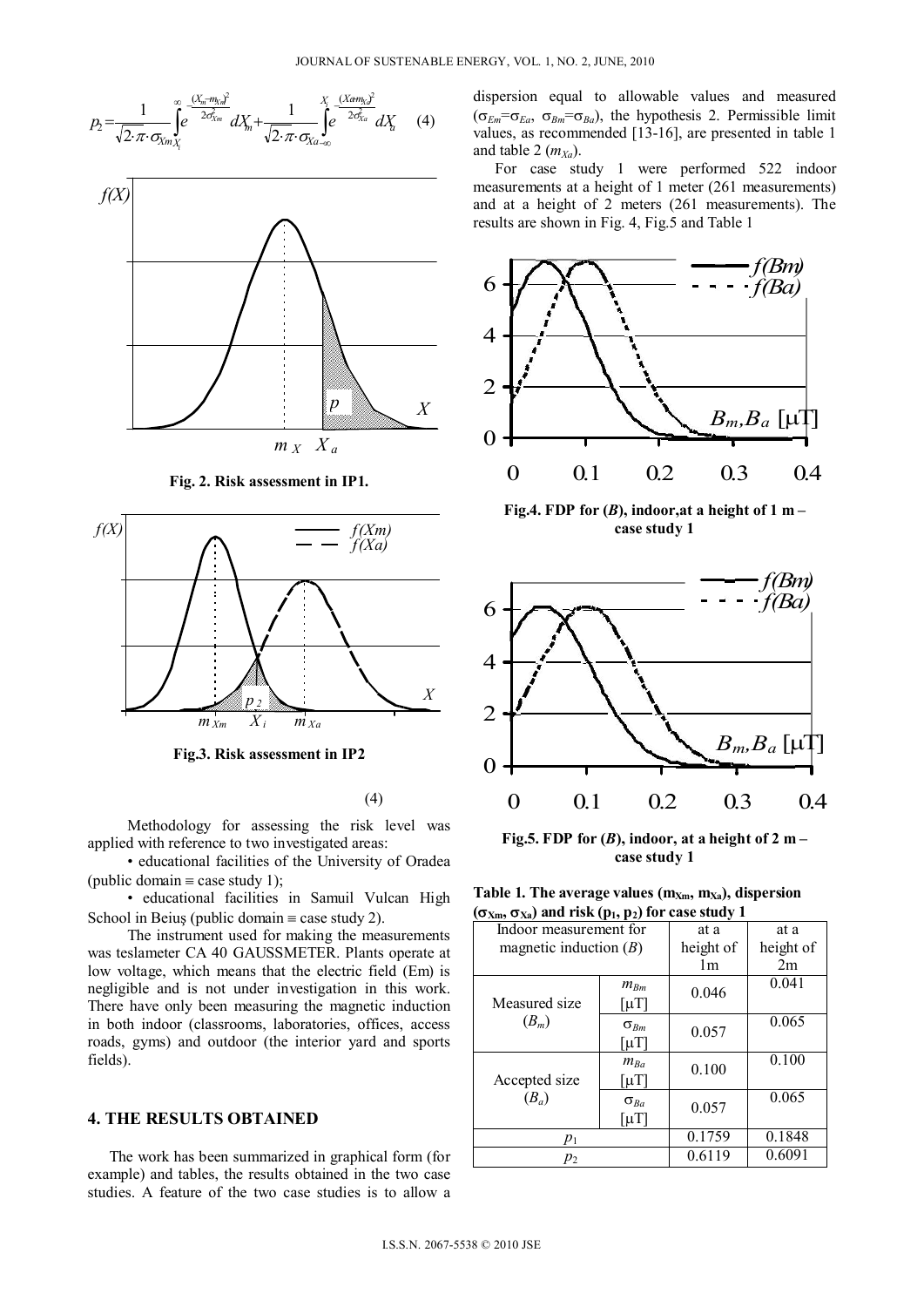$$p_2 = \frac{1}{\sqrt{2 \cdot \pi} \cdot \sigma_{Xm}} \int_{X_i}^{\infty} e^{-\frac{(X_m - m_{Xm})^2}{2\sigma_{Xm}^2}} dX_m + \frac{1}{\sqrt{2 \cdot \pi} \cdot \sigma_{Xa}} \int_{-\infty}^{X_i} e^{-\frac{(X_a - m_{Xa})^2}{2\sigma_{Xa}^2}} dX_a \quad (4)$$

**Fig. 2. Risk assessment in IP1.**

**Fig.3. Risk assessment in IP2**

(4)

Methodology for assessing the risk level was applied with reference to two investigated areas:

- educational facilities of the University of Oradea (public domain ≡ case study 1);
- educational facilities in Samuil Vulcan High School in Beiuş (public domain ≡ case study 2).

The instrument used for making the measurements was teslameter CA 40 GAUSSMETER. Plants operate at low voltage, which means that the electric field (Em) is negligible and is not under investigation in this work. There have only been measuring the magnetic induction in both indoor (classrooms, laboratories, offices, access roads, gyms) and outdoor (the interior yard and sports fields).

## 4. THE RESULTS OBTAINED

The work has been summarized in graphical form (for example) and tables, the results obtained in the two case studies. A feature of the two case studies is to allow a dispersion equal to allowable values and measured ($\sigma_{Em}=\sigma_{Ea}$, $\sigma_{Bm}=\sigma_{Ba}$), the hypothesis 2. Permissible limit values, as recommended [13-16], are presented in table 1 and table 2 ($m_{Xa}$).

For case study 1 were performed 522 indoor measurements at a height of 1 meter (261 measurements) and at a height of 2 meters (261 measurements). The results are shown in Fig. 4, Fig.5 and Table 1

**Fig.4. FDP for (*B*), indoor,at a height of 1 m – case study 1**

**Fig.5. FDP for (*B*), indoor, at a height of 2 m – case study 1**

**Table 1. The average values ($m_{Xm}$, $m_{Xa}$), dispersion ($\sigma_{Xm}$, $\sigma_{Xa}$) and risk ($p_1$, $p_2$) for case study 1**

| Indoor measurement for magnetic induction (*B*) | | at a height of 1m | at a height of 2m |
|---|---|---|---|
| Measured size ($B_m$) | $m_{Bm}$ [μT] | 0.046 | 0.041 |
| | $\sigma_{Bm}$ [μT] | 0.057 | 0.065 |
| Accepted size ($B_a$) | $m_{Ba}$ [μT] | 0.100 | 0.100 |
| | $\sigma_{Ba}$ [μT] | 0.057 | 0.065 |
| $p_1$ | | 0.1759 | 0.1848 |
| $p_2$ | | 0.6119 | 0.6091 |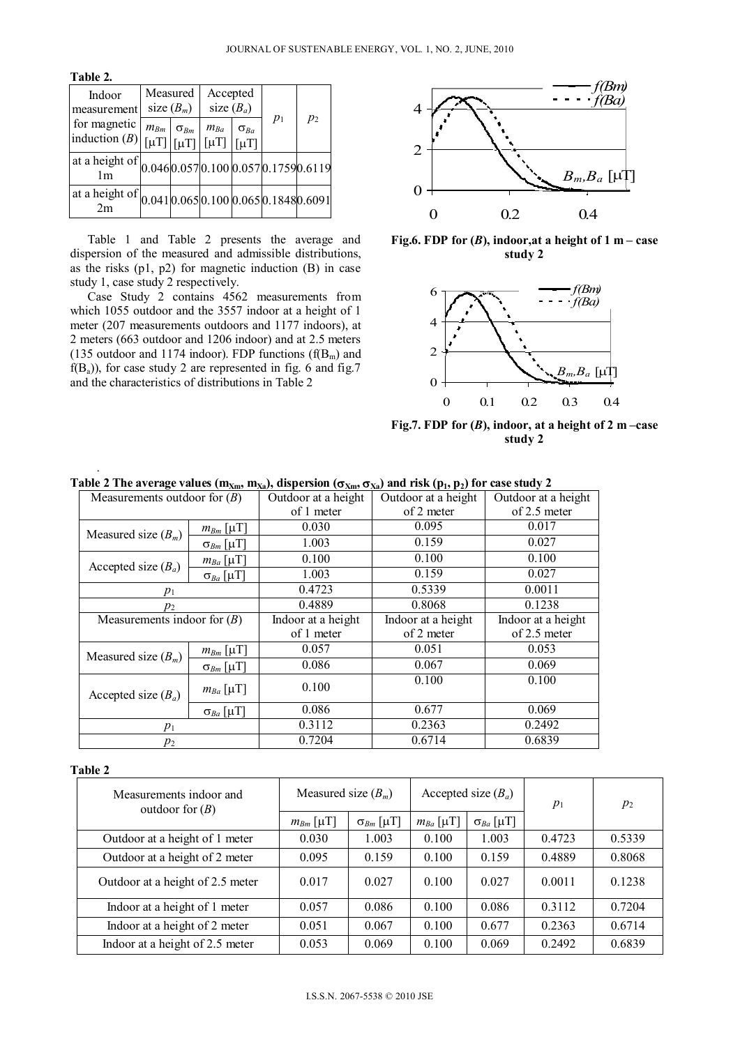**Table 2.**

| Indoor measurement for magnetic induction ($B$) | Measured size ($B_m$) | | Accepted size ($B_a$) | | $p_1$ | $p_2$ |
|---|---|---|---|---|---|---|
| | $m_{Bm}$ [μT] | $\sigma_{Bm}$ [μT] | $m_{Ba}$ [μT] | $\sigma_{Ba}$ [μT] | | |
| at a height of 1m | 0.046 | 0.057 | 0.100 | 0.057 | 0.1759 | 0.6119 |
| at a height of 2m | 0.041 | 0.065 | 0.100 | 0.065 | 0.1848 | 0.6091 |

Table 1 and Table 2 presents the average and dispersion of the measured and admissible distributions, as the risks (p1, p2) for magnetic induction (B) in case study 1, case study 2 respectively.

Case Study 2 contains 4562 measurements from which 1055 outdoor and the 3557 indoor at a height of 1 meter (207 measurements outdoors and 1177 indoors), at 2 meters (663 outdoor and 1206 indoor) and at 2.5 meters (135 outdoor and 1174 indoor). FDP functions ($f(B_m)$ and $f(B_a)$), for case study 2 are represented in fig. 6 and fig.7 and the characteristics of distributions in Table 2

**Fig.6. FDP for ($B$), indoor,at a height of 1 m – case study 2**

**Fig.7. FDP for ($B$), indoor, at a height of 2 m –case study 2**

**Table 2 The average values ($m_{Xm}$, $m_{Xa}$), dispersion ($\sigma_{Xm}$, $\sigma_{Xa}$) and risk ($p_1$, $p_2$) for case study 2**

| Measurements outdoor for ($B$) | | Outdoor at a height of 1 meter | Outdoor at a height of 2 meter | Outdoor at a height of 2.5 meter |
|---|---|---|---|---|
| Measured size ($B_m$) | $m_{Bm}$ [μT] | 0.030 | 0.095 | 0.017 |
| | $\sigma_{Bm}$ [μT] | 1.003 | 0.159 | 0.027 |
| Accepted size ($B_a$) | $m_{Ba}$ [μT] | 0.100 | 0.100 | 0.100 |
| | $\sigma_{Ba}$ [μT] | 1.003 | 0.159 | 0.027 |
| $p_1$ | | 0.4723 | 0.5339 | 0.0011 |
| $p_2$ | | 0.4889 | 0.8068 | 0.1238 |
| Measurements indoor for ($B$) | | Indoor at a height of 1 meter | Indoor at a height of 2 meter | Indoor at a height of 2.5 meter |
| Measured size ($B_m$) | $m_{Bm}$ [μT] | 0.057 | 0.051 | 0.053 |
| | $\sigma_{Bm}$ [μT] | 0.086 | 0.067 | 0.069 |
| Accepted size ($B_a$) | $m_{Ba}$ [μT] | 0.100 | 0.100 | 0.100 |
| | $\sigma_{Ba}$ [μT] | 0.086 | 0.677 | 0.069 |
| $p_1$ | | 0.3112 | 0.2363 | 0.2492 |
| $p_2$ | | 0.7204 | 0.6714 | 0.6839 |

**Table 2**

| Measurements indoor and outdoor for ($B$) | Measured size ($B_m$) | | Accepted size ($B_a$) | | $p_1$ | $p_2$ |
|---|---|---|---|---|---|---|
| | $m_{Bm}$ [μT] | $\sigma_{Bm}$ [μT] | $m_{Ba}$ [μT] | $\sigma_{Ba}$ [μT] | | |
| Outdoor at a height of 1 meter | 0.030 | 1.003 | 0.100 | 1.003 | 0.4723 | 0.5339 |
| Outdoor at a height of 2 meter | 0.095 | 0.159 | 0.100 | 0.159 | 0.4889 | 0.8068 |
| Outdoor at a height of 2.5 meter | 0.017 | 0.027 | 0.100 | 0.027 | 0.0011 | 0.1238 |
| Indoor at a height of 1 meter | 0.057 | 0.086 | 0.100 | 0.086 | 0.3112 | 0.7204 |
| Indoor at a height of 2 meter | 0.051 | 0.067 | 0.100 | 0.677 | 0.2363 | 0.6714 |
| Indoor at a height of 2.5 meter | 0.053 | 0.069 | 0.100 | 0.069 | 0.2492 | 0.6839 |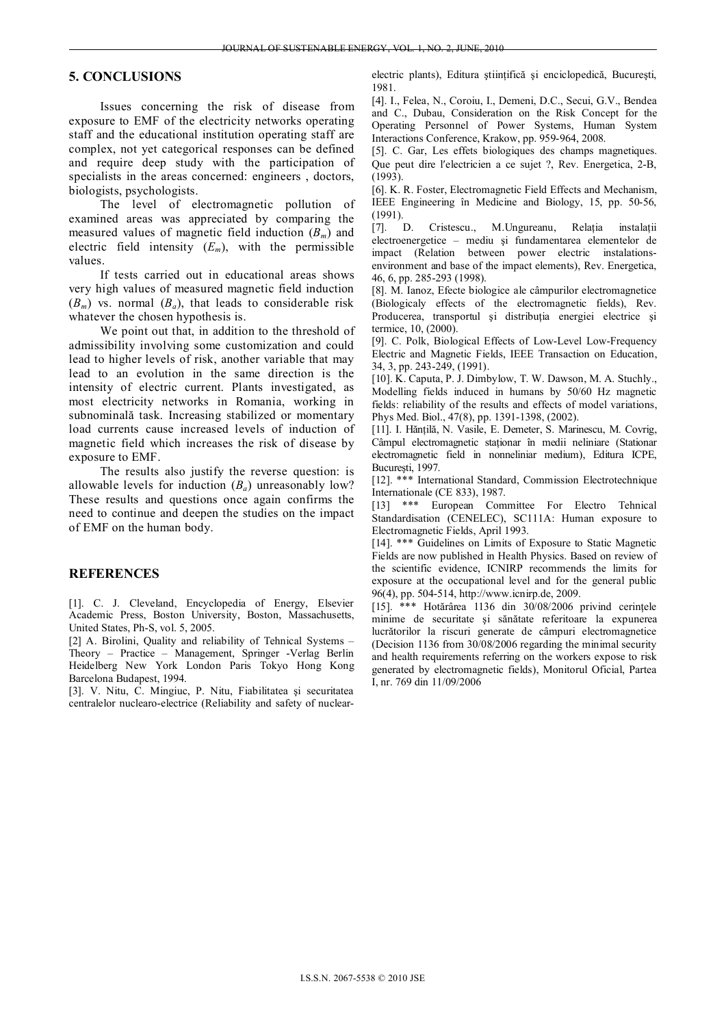## 5. CONCLUSIONS

Issues concerning the risk of disease from exposure to EMF of the electricity networks operating staff and the educational institution operating staff are complex, not yet categorical responses can be defined and require deep study with the participation of specialists in the areas concerned: engineers , doctors, biologists, psychologists.

The level of electromagnetic pollution of examined areas was appreciated by comparing the measured values of magnetic field induction ($B_m$) and electric field intensity ($E_m$), with the permissible values.

If tests carried out in educational areas shows very high values of measured magnetic field induction ($B_m$) vs. normal ($B_a$), that leads to considerable risk whatever the chosen hypothesis is.

We point out that, in addition to the threshold of admissibility involving some customization and could lead to higher levels of risk, another variable that may lead to an evolution in the same direction is the intensity of electric current. Plants investigated, as most electricity networks in Romania, working in subnominală task. Increasing stabilized or momentary load currents cause increased levels of induction of magnetic field which increases the risk of disease by exposure to EMF.

The results also justify the reverse question: is allowable levels for induction ($B_a$) unreasonably low? These results and questions once again confirms the need to continue and deepen the studies on the impact of EMF on the human body.

## REFERENCES

[1]. C. J. Cleveland, Encyclopedia of Energy, Elsevier Academic Press, Boston University, Boston, Massachusetts, United States, Ph-S, vol. 5, 2005.

[2] A. Birolini, Quality and reliability of Tehnical Systems – Theory – Practice – Management, Springer -Verlag Berlin Heidelberg New York London Paris Tokyo Hong Kong Barcelona Budapest, 1994.

[3]. V. Nitu, C. Mingiuc, P. Nitu, Fiabilitatea şi securitatea centralelor nuclearo-electrice (Reliability and safety of nuclear-electric plants), Editura ştiinţifică şi enciclopedică, Bucureşti, 1981.

[4]. I., Felea, N., Coroiu, I., Demeni, D.C., Secui, G.V., Bendea and C., Dubau, Consideration on the Risk Concept for the Operating Personnel of Power Systems, Human System Interactions Conference, Krakow, pp. 959-964, 2008.

[5]. C. Gar, Les effets biologiques des champs magnetiques. Que peut dire l'electricien a ce sujet ?, Rev. Energetica, 2-B, (1993).

[6]. K. R. Foster, Electromagnetic Field Effects and Mechanism, IEEE Engineering în Medicine and Biology, 15, pp. 50-56, (1991).

[7]. D. Cristescu., M.Ungureanu, Relaţia instalaţii electroenergetice – mediu şi fundamentarea elementelor de impact (Relation between power electric instalations-environment and base of the impact elements), Rev. Energetica, 46, 6, pp. 285-293 (1998).

[8]. M. Ianoz, Efecte biologice ale câmpurilor electromagnetice (Biologicaly effects of the electromagnetic fields), Rev. Producerea, transportul şi distribuţia energiei electrice şi termice, 10, (2000).

[9]. C. Polk, Biological Effects of Low-Level Low-Frequency Electric and Magnetic Fields, IEEE Transaction on Education, 34, 3, pp. 243-249, (1991).

[10]. K. Caputa, P. J. Dimbylow, T. W. Dawson, M. A. Stuchly., Modelling fields induced in humans by 50/60 Hz magnetic fields: reliability of the results and effects of model variations, Phys Med. Biol., 47(8), pp. 1391-1398, (2002).

[11]. I. Hănţilă, N. Vasile, E. Demeter, S. Marinescu, M. Covrig, Câmpul electromagnetic staţionar în medii neliniare (Stationar electromagnetic field in nonneliniar medium), Editura ICPE, Bucureşti, 1997.

[12]. *** International Standard, Commission Electrotechnique Internationale (CE 833), 1987.

[13] *** European Committee For Electro Tehnical Standardisation (CENELEC), SC111A: Human exposure to Electromagnetic Fields, April 1993.

[14]. *** Guidelines on Limits of Exposure to Static Magnetic Fields are now published in Health Physics. Based on review of the scientific evidence, ICNIRP recommends the limits for exposure at the occupational level and for the general public 96(4), pp. 504-514, http://www.icnirp.de, 2009.

[15]. *** Hotărârea 1136 din 30/08/2006 privind cerinţele minime de securitate şi sănătate referitoare la expunerea lucrătorilor la riscuri generate de câmpuri electromagnetice (Decision 1136 from 30/08/2006 regarding the minimal security and health requirements referring on the workers expose to risk generated by electromagnetic fields), Monitorul Oficial, Partea I, nr. 769 din 11/09/2006